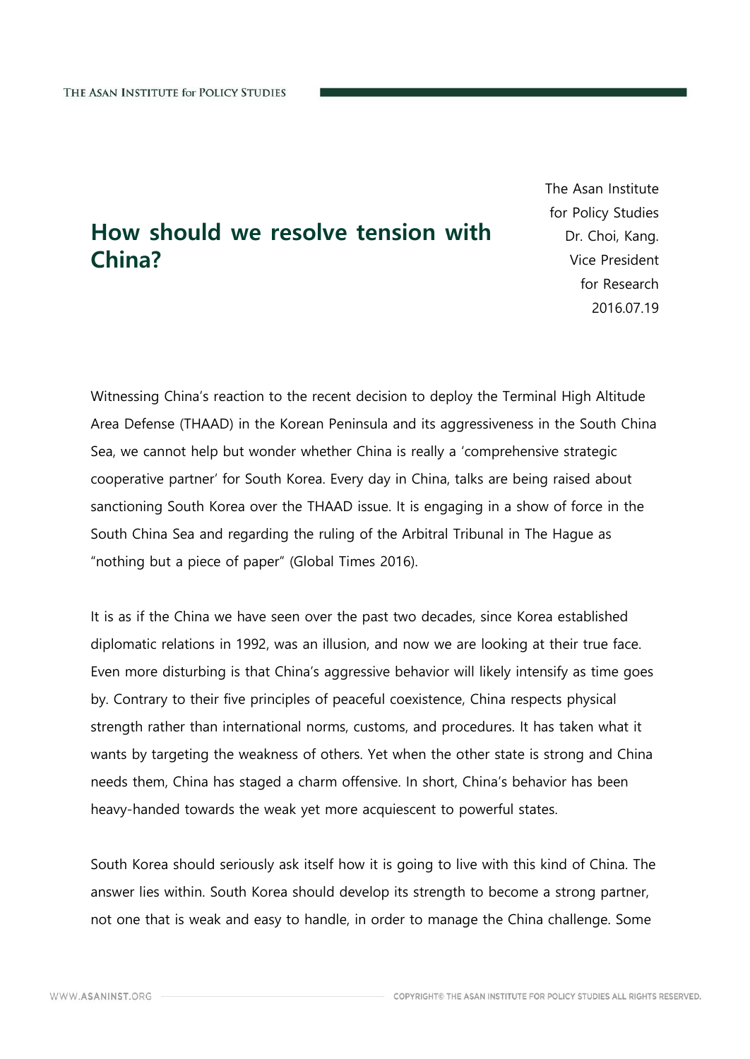# How should we resolve tension with China?

The Asan Institute for Policy Studies
Dr. Choi, Kang.
Vice President for Research
2016.07.19

Witnessing China's reaction to the recent decision to deploy the Terminal High Altitude Area Defense (THAAD) in the Korean Peninsula and its aggressiveness in the South China Sea, we cannot help but wonder whether China is really a 'comprehensive strategic cooperative partner' for South Korea. Every day in China, talks are being raised about sanctioning South Korea over the THAAD issue. It is engaging in a show of force in the South China Sea and regarding the ruling of the Arbitral Tribunal in The Hague as "nothing but a piece of paper" (Global Times 2016).

It is as if the China we have seen over the past two decades, since Korea established diplomatic relations in 1992, was an illusion, and now we are looking at their true face. Even more disturbing is that China's aggressive behavior will likely intensify as time goes by. Contrary to their five principles of peaceful coexistence, China respects physical strength rather than international norms, customs, and procedures. It has taken what it wants by targeting the weakness of others. Yet when the other state is strong and China needs them, China has staged a charm offensive. In short, China's behavior has been heavy-handed towards the weak yet more acquiescent to powerful states.

South Korea should seriously ask itself how it is going to live with this kind of China. The answer lies within. South Korea should develop its strength to become a strong partner, not one that is weak and easy to handle, in order to manage the China challenge. Some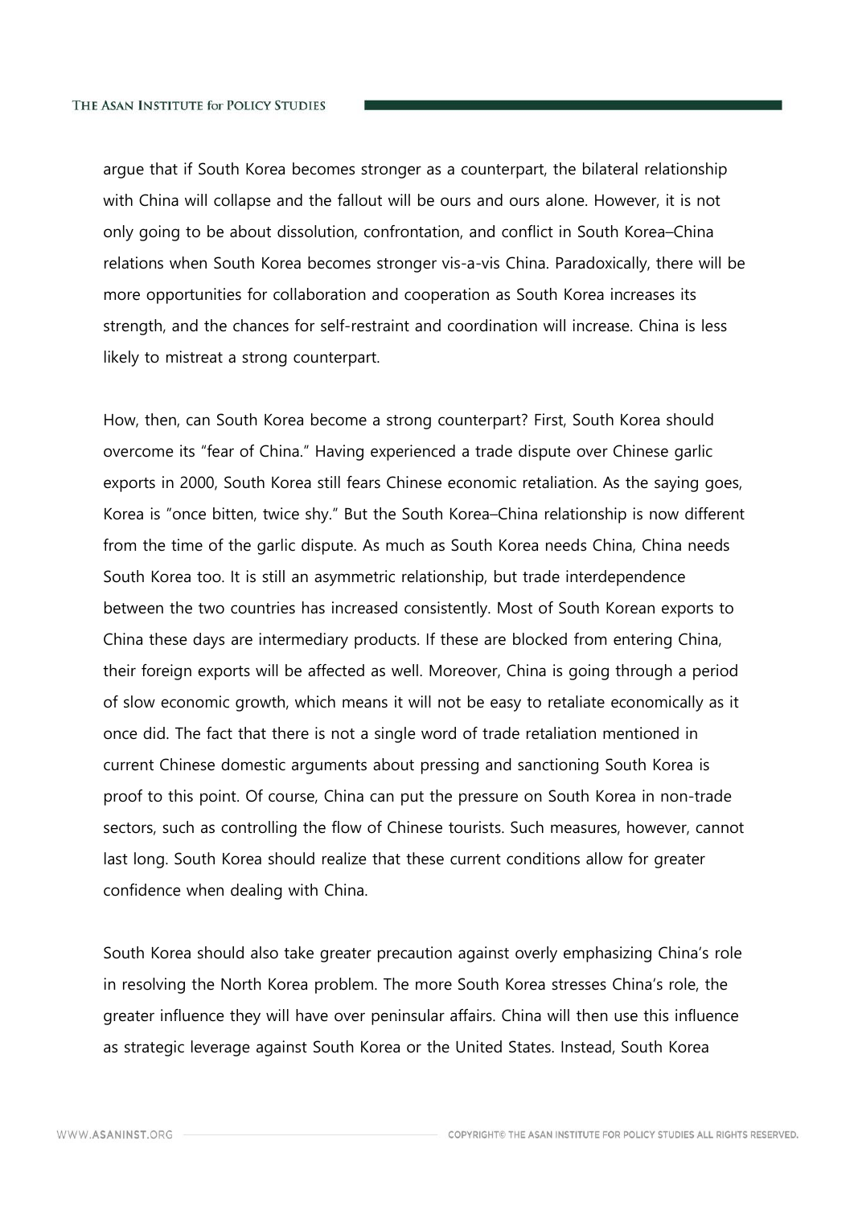argue that if South Korea becomes stronger as a counterpart, the bilateral relationship with China will collapse and the fallout will be ours and ours alone. However, it is not only going to be about dissolution, confrontation, and conflict in South Korea–China relations when South Korea becomes stronger vis-a-vis China. Paradoxically, there will be more opportunities for collaboration and cooperation as South Korea increases its strength, and the chances for self-restraint and coordination will increase. China is less likely to mistreat a strong counterpart.

How, then, can South Korea become a strong counterpart? First, South Korea should overcome its "fear of China." Having experienced a trade dispute over Chinese garlic exports in 2000, South Korea still fears Chinese economic retaliation. As the saying goes, Korea is "once bitten, twice shy." But the South Korea–China relationship is now different from the time of the garlic dispute. As much as South Korea needs China, China needs South Korea too. It is still an asymmetric relationship, but trade interdependence between the two countries has increased consistently. Most of South Korean exports to China these days are intermediary products. If these are blocked from entering China, their foreign exports will be affected as well. Moreover, China is going through a period of slow economic growth, which means it will not be easy to retaliate economically as it once did. The fact that there is not a single word of trade retaliation mentioned in current Chinese domestic arguments about pressing and sanctioning South Korea is proof to this point. Of course, China can put the pressure on South Korea in non-trade sectors, such as controlling the flow of Chinese tourists. Such measures, however, cannot last long. South Korea should realize that these current conditions allow for greater confidence when dealing with China.

South Korea should also take greater precaution against overly emphasizing China's role in resolving the North Korea problem. The more South Korea stresses China's role, the greater influence they will have over peninsular affairs. China will then use this influence as strategic leverage against South Korea or the United States. Instead, South Korea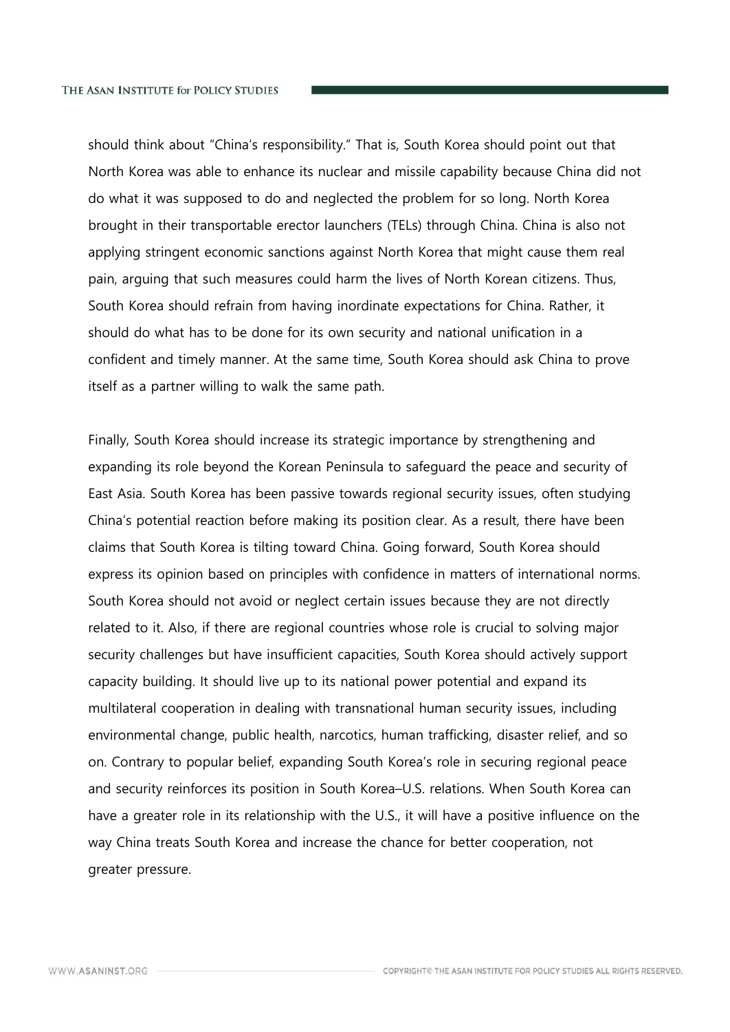should think about "China's responsibility." That is, South Korea should point out that North Korea was able to enhance its nuclear and missile capability because China did not do what it was supposed to do and neglected the problem for so long. North Korea brought in their transportable erector launchers (TELs) through China. China is also not applying stringent economic sanctions against North Korea that might cause them real pain, arguing that such measures could harm the lives of North Korean citizens. Thus, South Korea should refrain from having inordinate expectations for China. Rather, it should do what has to be done for its own security and national unification in a confident and timely manner. At the same time, South Korea should ask China to prove itself as a partner willing to walk the same path.

Finally, South Korea should increase its strategic importance by strengthening and expanding its role beyond the Korean Peninsula to safeguard the peace and security of East Asia. South Korea has been passive towards regional security issues, often studying China's potential reaction before making its position clear. As a result, there have been claims that South Korea is tilting toward China. Going forward, South Korea should express its opinion based on principles with confidence in matters of international norms. South Korea should not avoid or neglect certain issues because they are not directly related to it. Also, if there are regional countries whose role is crucial to solving major security challenges but have insufficient capacities, South Korea should actively support capacity building. It should live up to its national power potential and expand its multilateral cooperation in dealing with transnational human security issues, including environmental change, public health, narcotics, human trafficking, disaster relief, and so on. Contrary to popular belief, expanding South Korea's role in securing regional peace and security reinforces its position in South Korea–U.S. relations. When South Korea can have a greater role in its relationship with the U.S., it will have a positive influence on the way China treats South Korea and increase the chance for better cooperation, not greater pressure.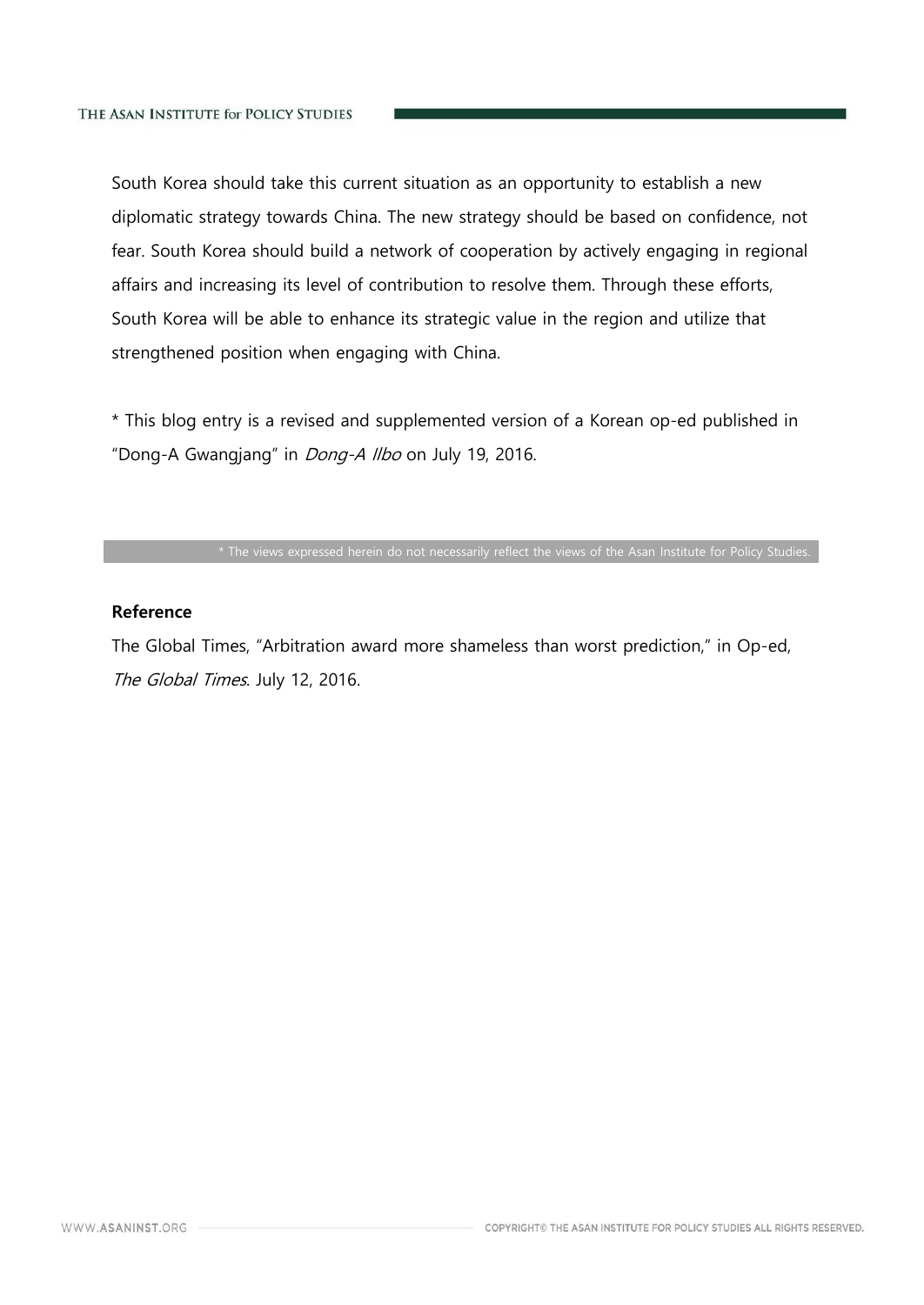South Korea should take this current situation as an opportunity to establish a new diplomatic strategy towards China. The new strategy should be based on confidence, not fear. South Korea should build a network of cooperation by actively engaging in regional affairs and increasing its level of contribution to resolve them. Through these efforts, South Korea will be able to enhance its strategic value in the region and utilize that strengthened position when engaging with China.

* This blog entry is a revised and supplemented version of a Korean op-ed published in "Dong-A Gwangjang" in *Dong-A Ilbo* on July 19, 2016.

* The views expressed herein do not necessarily reflect the views of the Asan Institute for Policy Studies.

**Reference**

The Global Times, "Arbitration award more shameless than worst prediction," in Op-ed, *The Global Times*. July 12, 2016.